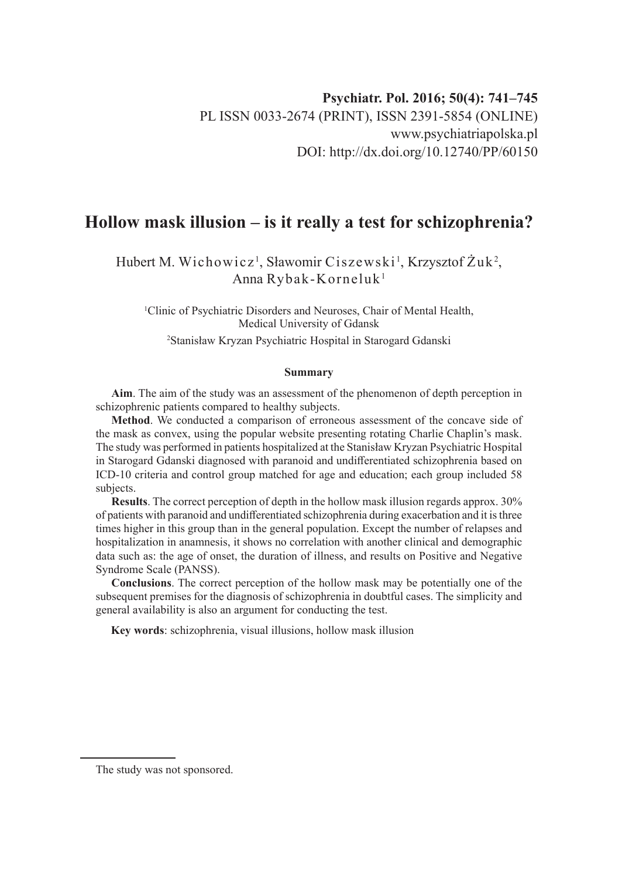Psychiatr. Pol. 2016; 50(4): 741–745
PL ISSN 0033-2674 (PRINT), ISSN 2391-5854 (ONLINE)
www.psychiatriapolska.pl
DOI: http://dx.doi.org/10.12740/PP/60150

# Hollow mask illusion – is it really a test for schizophrenia?

Hubert M. Wichowicz[1], Sławomir Ciszewski[1], Krzysztof Żuk[2], Anna Rybak-Korneluk[1]

[1]Clinic of Psychiatric Disorders and Neuroses, Chair of Mental Health, Medical University of Gdansk

[2]Stanisław Kryzan Psychiatric Hospital in Starogard Gdanski

#### Summary

**Aim**. The aim of the study was an assessment of the phenomenon of depth perception in schizophrenic patients compared to healthy subjects.

**Method**. We conducted a comparison of erroneous assessment of the concave side of the mask as convex, using the popular website presenting rotating Charlie Chaplin's mask. The study was performed in patients hospitalized at the Stanisław Kryzan Psychiatric Hospital in Starogard Gdanski diagnosed with paranoid and undifferentiated schizophrenia based on ICD-10 criteria and control group matched for age and education; each group included 58 subjects.

**Results**. The correct perception of depth in the hollow mask illusion regards approx. 30% of patients with paranoid and undifferentiated schizophrenia during exacerbation and it is three times higher in this group than in the general population. Except the number of relapses and hospitalization in anamnesis, it shows no correlation with another clinical and demographic data such as: the age of onset, the duration of illness, and results on Positive and Negative Syndrome Scale (PANSS).

**Conclusions**. The correct perception of the hollow mask may be potentially one of the subsequent premises for the diagnosis of schizophrenia in doubtful cases. The simplicity and general availability is also an argument for conducting the test.

**Key words**: schizophrenia, visual illusions, hollow mask illusion

---

The study was not sponsored.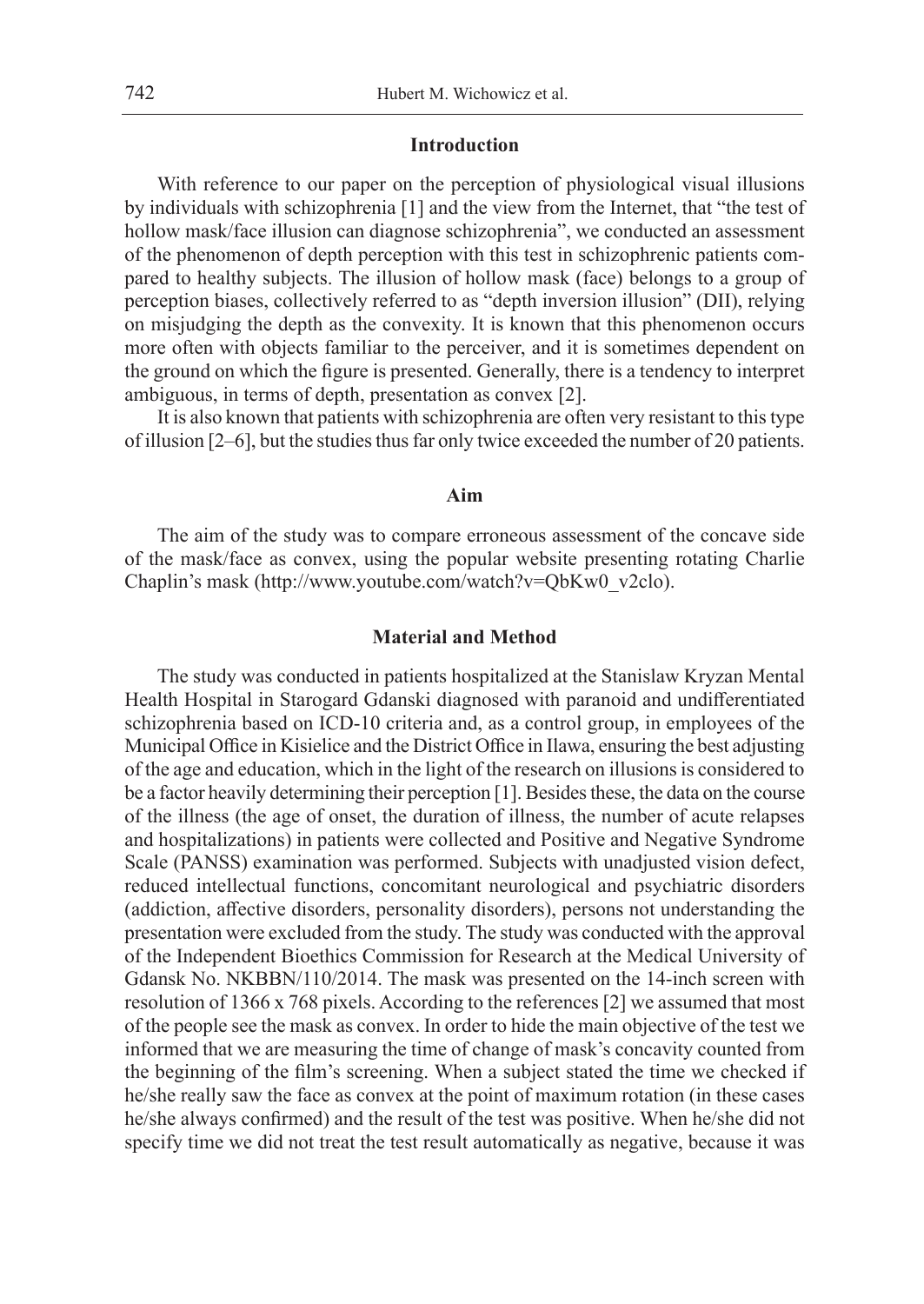## Introduction

With reference to our paper on the perception of physiological visual illusions by individuals with schizophrenia [1] and the view from the Internet, that "the test of hollow mask/face illusion can diagnose schizophrenia", we conducted an assessment of the phenomenon of depth perception with this test in schizophrenic patients compared to healthy subjects. The illusion of hollow mask (face) belongs to a group of perception biases, collectively referred to as "depth inversion illusion" (DII), relying on misjudging the depth as the convexity. It is known that this phenomenon occurs more often with objects familiar to the perceiver, and it is sometimes dependent on the ground on which the figure is presented. Generally, there is a tendency to interpret ambiguous, in terms of depth, presentation as convex [2].

It is also known that patients with schizophrenia are often very resistant to this type of illusion [2–6], but the studies thus far only twice exceeded the number of 20 patients.

## Aim

The aim of the study was to compare erroneous assessment of the concave side of the mask/face as convex, using the popular website presenting rotating Charlie Chaplin's mask (http://www.youtube.com/watch?v=QbKw0_v2clo).

## Material and Method

The study was conducted in patients hospitalized at the Stanislaw Kryzan Mental Health Hospital in Starogard Gdanski diagnosed with paranoid and undifferentiated schizophrenia based on ICD-10 criteria and, as a control group, in employees of the Municipal Office in Kisielice and the District Office in Ilawa, ensuring the best adjusting of the age and education, which in the light of the research on illusions is considered to be a factor heavily determining their perception [1]. Besides these, the data on the course of the illness (the age of onset, the duration of illness, the number of acute relapses and hospitalizations) in patients were collected and Positive and Negative Syndrome Scale (PANSS) examination was performed. Subjects with unadjusted vision defect, reduced intellectual functions, concomitant neurological and psychiatric disorders (addiction, affective disorders, personality disorders), persons not understanding the presentation were excluded from the study. The study was conducted with the approval of the Independent Bioethics Commission for Research at the Medical University of Gdansk No. NKBBN/110/2014. The mask was presented on the 14-inch screen with resolution of 1366 x 768 pixels. According to the references [2] we assumed that most of the people see the mask as convex. In order to hide the main objective of the test we informed that we are measuring the time of change of mask's concavity counted from the beginning of the film's screening. When a subject stated the time we checked if he/she really saw the face as convex at the point of maximum rotation (in these cases he/she always confirmed) and the result of the test was positive. When he/she did not specify time we did not treat the test result automatically as negative, because it was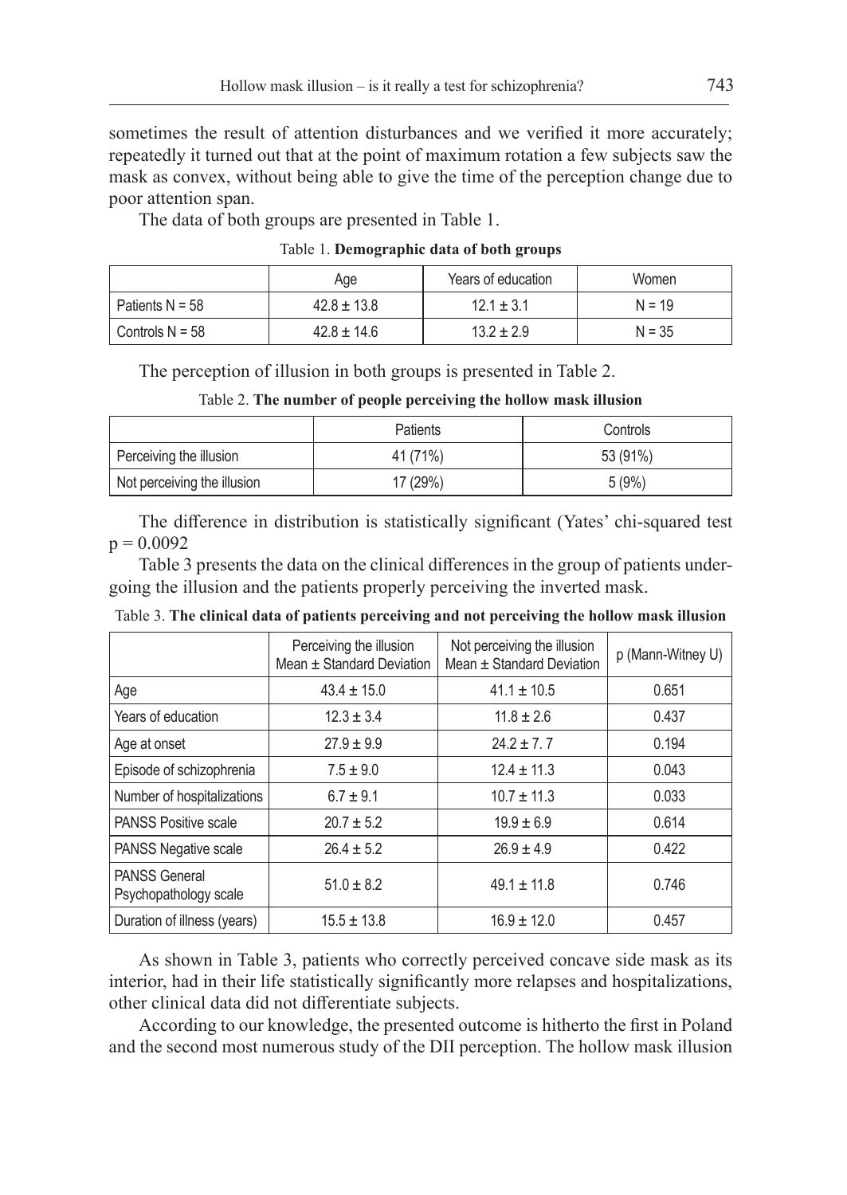sometimes the result of attention disturbances and we verified it more accurately; repeatedly it turned out that at the point of maximum rotation a few subjects saw the mask as convex, without being able to give the time of the perception change due to poor attention span.

The data of both groups are presented in Table 1.

Table 1. **Demographic data of both groups**

| | Age | Years of education | Women |
|---|---|---|---|
| Patients N = 58 | 42.8 ± 13.8 | 12.1 ± 3.1 | N = 19 |
| Controls N = 58 | 42.8 ± 14.6 | 13.2 ± 2.9 | N = 35 |

The perception of illusion in both groups is presented in Table 2.

Table 2. **The number of people perceiving the hollow mask illusion**

| | Patients | Controls |
|---|---|---|
| Perceiving the illusion | 41 (71%) | 53 (91%) |
| Not perceiving the illusion | 17 (29%) | 5 (9%) |

The difference in distribution is statistically significant (Yates' chi-squared test $p = 0.0092$

Table 3 presents the data on the clinical differences in the group of patients undergoing the illusion and the patients properly perceiving the inverted mask.

Table 3. **The clinical data of patients perceiving and not perceiving the hollow mask illusion**

| | Perceiving the illusion Mean ± Standard Deviation | Not perceiving the illusion Mean ± Standard Deviation | p (Mann-Witney U) |
|---|---|---|---|
| Age | 43.4 ± 15.0 | 41.1 ± 10.5 | 0.651 |
| Years of education | 12.3 ± 3.4 | 11.8 ± 2.6 | 0.437 |
| Age at onset | 27.9 ± 9.9 | 24.2 ± 7. 7 | 0.194 |
| Episode of schizophrenia | 7.5 ± 9.0 | 12.4 ± 11.3 | 0.043 |
| Number of hospitalizations | 6.7 ± 9.1 | 10.7 ± 11.3 | 0.033 |
| PANSS Positive scale | 20.7 ± 5.2 | 19.9 ± 6.9 | 0.614 |
| PANSS Negative scale | 26.4 ± 5.2 | 26.9 ± 4.9 | 0.422 |
| PANSS General Psychopathology scale | 51.0 ± 8.2 | 49.1 ± 11.8 | 0.746 |
| Duration of illness (years) | 15.5 ± 13.8 | 16.9 ± 12.0 | 0.457 |

As shown in Table 3, patients who correctly perceived concave side mask as its interior, had in their life statistically significantly more relapses and hospitalizations, other clinical data did not differentiate subjects.

According to our knowledge, the presented outcome is hitherto the first in Poland and the second most numerous study of the DII perception. The hollow mask illusion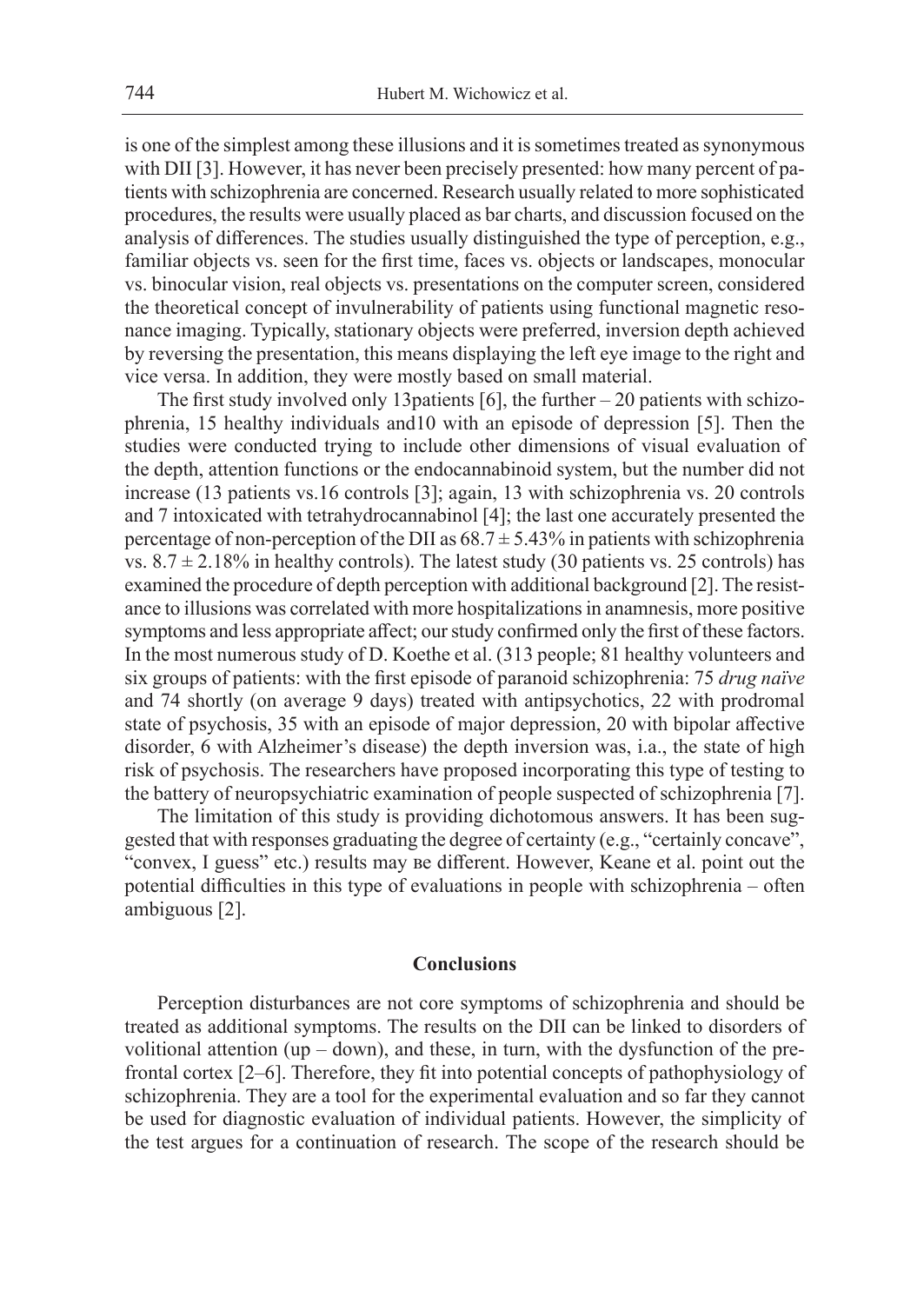is one of the simplest among these illusions and it is sometimes treated as synonymous with DII [3]. However, it has never been precisely presented: how many percent of patients with schizophrenia are concerned. Research usually related to more sophisticated procedures, the results were usually placed as bar charts, and discussion focused on the analysis of differences. The studies usually distinguished the type of perception, e.g., familiar objects vs. seen for the first time, faces vs. objects or landscapes, monocular vs. binocular vision, real objects vs. presentations on the computer screen, considered the theoretical concept of invulnerability of patients using functional magnetic resonance imaging. Typically, stationary objects were preferred, inversion depth achieved by reversing the presentation, this means displaying the left eye image to the right and vice versa. In addition, they were mostly based on small material.

The first study involved only 13patients [6], the further – 20 patients with schizophrenia, 15 healthy individuals and10 with an episode of depression [5]. Then the studies were conducted trying to include other dimensions of visual evaluation of the depth, attention functions or the endocannabinoid system, but the number did not increase (13 patients vs.16 controls [3]; again, 13 with schizophrenia vs. 20 controls and 7 intoxicated with tetrahydrocannabinol [4]; the last one accurately presented the percentage of non-perception of the DII as $68.7 \pm 5.43\%$ in patients with schizophrenia vs. $8.7 \pm 2.18\%$ in healthy controls). The latest study (30 patients vs. 25 controls) has examined the procedure of depth perception with additional background [2]. The resistance to illusions was correlated with more hospitalizations in anamnesis, more positive symptoms and less appropriate affect; our study confirmed only the first of these factors. In the most numerous study of D. Koethe et al. (313 people; 81 healthy volunteers and six groups of patients: with the first episode of paranoid schizophrenia: 75 *drug naïve* and 74 shortly (on average 9 days) treated with antipsychotics, 22 with prodromal state of psychosis, 35 with an episode of major depression, 20 with bipolar affective disorder, 6 with Alzheimer's disease) the depth inversion was, i.a., the state of high risk of psychosis. The researchers have proposed incorporating this type of testing to the battery of neuropsychiatric examination of people suspected of schizophrenia [7].

The limitation of this study is providing dichotomous answers. It has been suggested that with responses graduating the degree of certainty (e.g., "certainly concave", "convex, I guess" etc.) results may вe different. However, Keane et al. point out the potential difficulties in this type of evaluations in people with schizophrenia – often ambiguous [2].

## Conclusions

Perception disturbances are not core symptoms of schizophrenia and should be treated as additional symptoms. The results on the DII can be linked to disorders of volitional attention (up – down), and these, in turn, with the dysfunction of the prefrontal cortex [2–6]. Therefore, they fit into potential concepts of pathophysiology of schizophrenia. They are a tool for the experimental evaluation and so far they cannot be used for diagnostic evaluation of individual patients. However, the simplicity of the test argues for a continuation of research. The scope of the research should be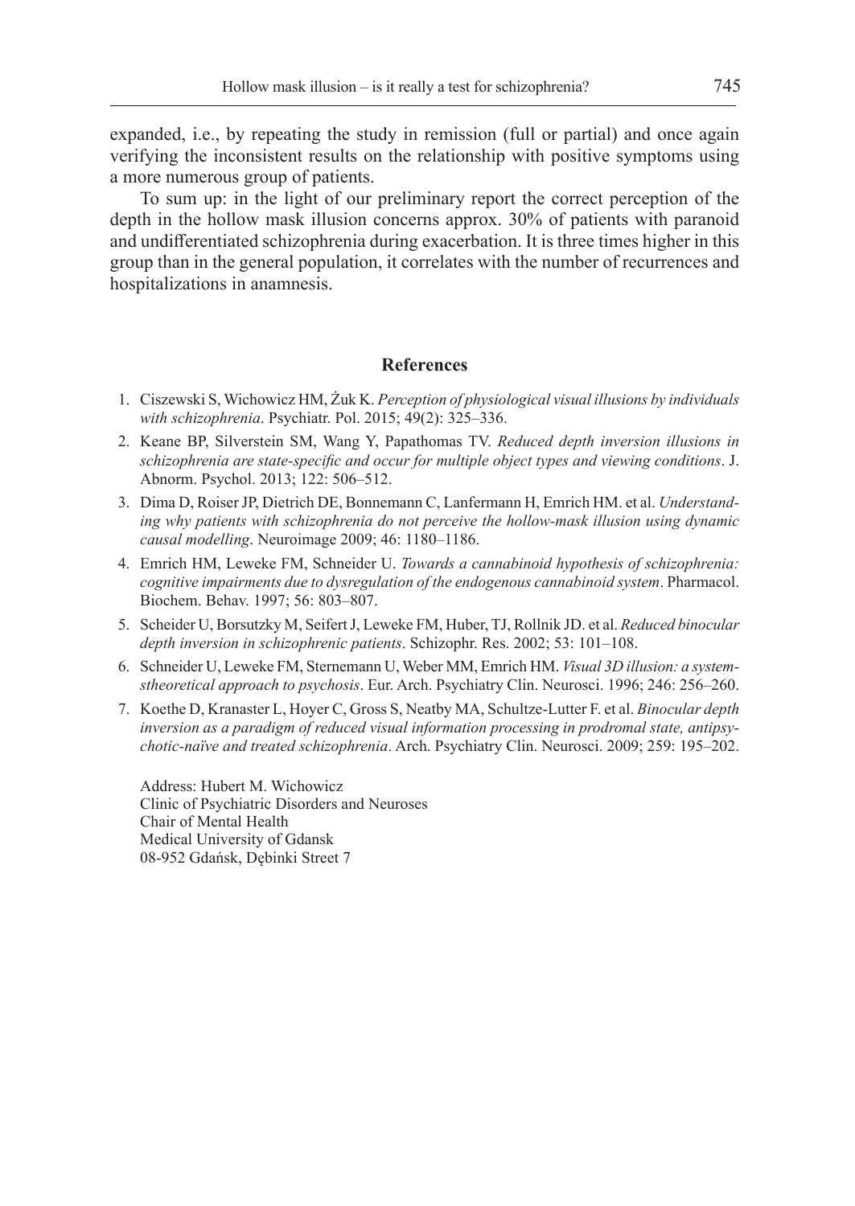expanded, i.e., by repeating the study in remission (full or partial) and once again verifying the inconsistent results on the relationship with positive symptoms using a more numerous group of patients.

To sum up: in the light of our preliminary report the correct perception of the depth in the hollow mask illusion concerns approx. 30% of patients with paranoid and undifferentiated schizophrenia during exacerbation. It is three times higher in this group than in the general population, it correlates with the number of recurrences and hospitalizations in anamnesis.

## References

1. Ciszewski S, Wichowicz HM, Żuk K. *Perception of physiological visual illusions by individuals with schizophrenia*. Psychiatr. Pol. 2015; 49(2): 325–336.
2. Keane BP, Silverstein SM, Wang Y, Papathomas TV. *Reduced depth inversion illusions in schizophrenia are state-specific and occur for multiple object types and viewing conditions*. J. Abnorm. Psychol. 2013; 122: 506–512.
3. Dima D, Roiser JP, Dietrich DE, Bonnemann C, Lanfermann H, Emrich HM. et al. *Understanding why patients with schizophrenia do not perceive the hollow-mask illusion using dynamic causal modelling*. Neuroimage 2009; 46: 1180–1186.
4. Emrich HM, Leweke FM, Schneider U. *Towards a cannabinoid hypothesis of schizophrenia: cognitive impairments due to dysregulation of the endogenous cannabinoid system*. Pharmacol. Biochem. Behav. 1997; 56: 803–807.
5. Scheider U, Borsutzky M, Seifert J, Leweke FM, Huber, TJ, Rollnik JD. et al. *Reduced binocular depth inversion in schizophrenic patients*. Schizophr. Res. 2002; 53: 101–108.
6. Schneider U, Leweke FM, Sternemann U, Weber MM, Emrich HM. *Visual 3D illusion: a systemstheoretical approach to psychosis*. Eur. Arch. Psychiatry Clin. Neurosci. 1996; 246: 256–260.
7. Koethe D, Kranaster L, Hoyer C, Gross S, Neatby MA, Schultze-Lutter F. et al. *Binocular depth inversion as a paradigm of reduced visual information processing in prodromal state, antipsychotic-naïve and treated schizophrenia*. Arch. Psychiatry Clin. Neurosci. 2009; 259: 195–202.

Address: Hubert M. Wichowicz
Clinic of Psychiatric Disorders and Neuroses
Chair of Mental Health
Medical University of Gdansk
08-952 Gdańsk, Dębinki Street 7